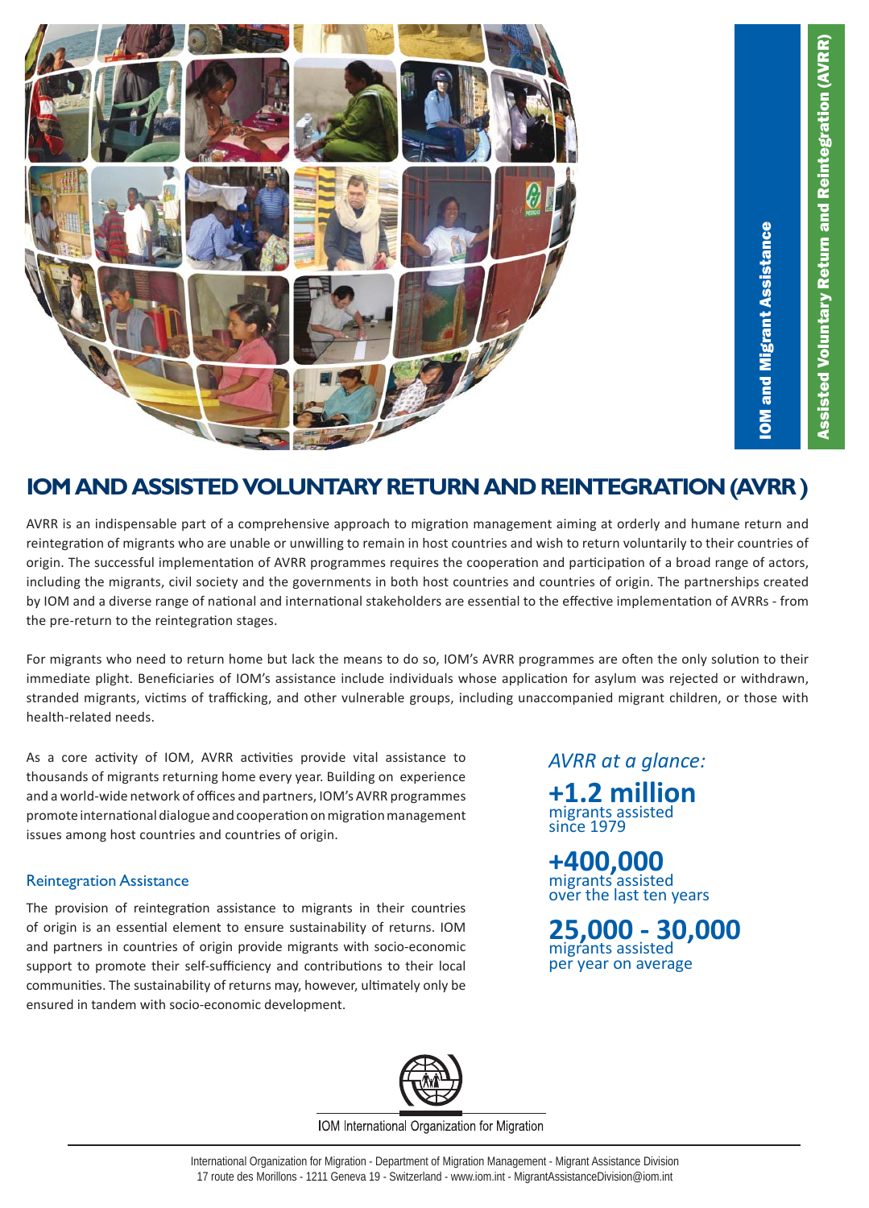IOM and Migrant Assistance

Assisted Voluntary Return and Reintegration (AVRR)

# IOM AND ASSISTED VOLUNTARY RETURN AND REINTEGRATION (AVRR )

AVRR is an indispensable part of a comprehensive approach to migration management aiming at orderly and humane return and reintegration of migrants who are unable or unwilling to remain in host countries and wish to return voluntarily to their countries of origin. The successful implementation of AVRR programmes requires the cooperation and participation of a broad range of actors, including the migrants, civil society and the governments in both host countries and countries of origin. The partnerships created by IOM and a diverse range of national and international stakeholders are essential to the effective implementation of AVRRs - from the pre-return to the reintegration stages.

For migrants who need to return home but lack the means to do so, IOM's AVRR programmes are often the only solution to their immediate plight. Beneficiaries of IOM's assistance include individuals whose application for asylum was rejected or withdrawn, stranded migrants, victims of trafficking, and other vulnerable groups, including unaccompanied migrant children, or those with health-related needs.

As a core activity of IOM, AVRR activities provide vital assistance to thousands of migrants returning home every year. Building on experience and a world-wide network of offices and partners, IOM's AVRR programmes promote international dialogue and cooperation on migration management issues among host countries and countries of origin.

## Reintegration Assistance

The provision of reintegration assistance to migrants in their countries of origin is an essential element to ensure sustainability of returns. IOM and partners in countries of origin provide migrants with socio-economic support to promote their self-sufficiency and contributions to their local communities. The sustainability of returns may, however, ultimately only be ensured in tandem with socio-economic development.

*AVRR at a glance:*

**+1.2 million**
migrants assisted since 1979

**+400,000**
migrants assisted over the last ten years

**25,000 - 30,000**
migrants assisted per year on average

IOM International Organization for Migration

International Organization for Migration - Department of Migration Management - Migrant Assistance Division
17 route des Morillons - 1211 Geneva 19 - Switzerland - www.iom.int - MigrantAssistanceDivision@iom.int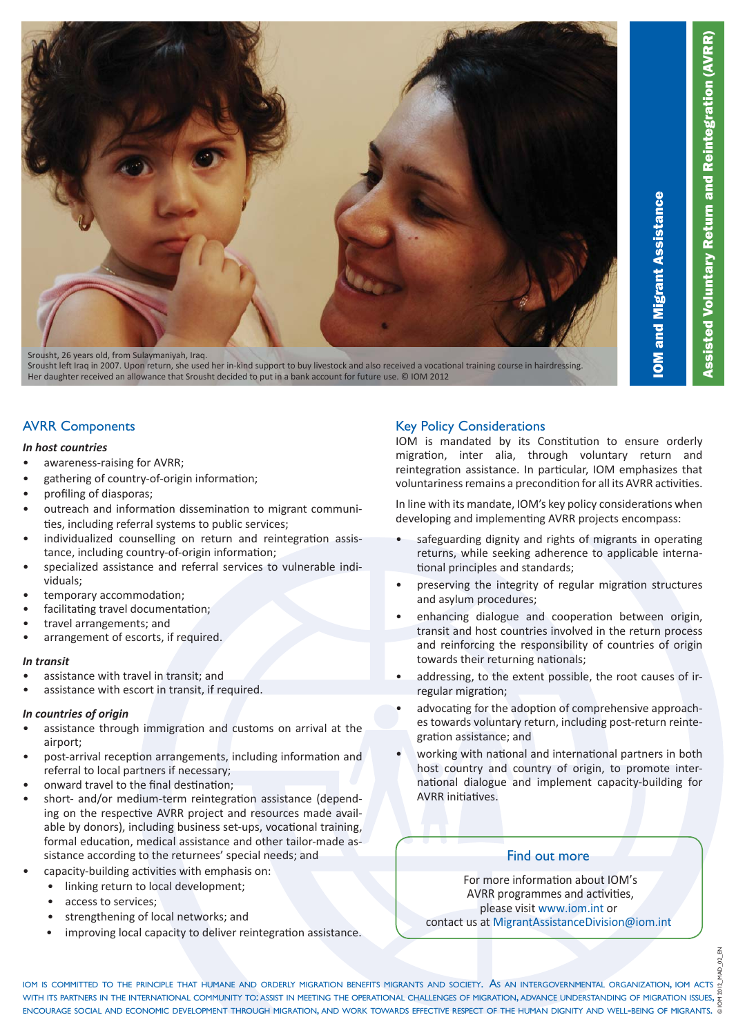Srousht, 26 years old, from Sulaymaniyah, Iraq.
Srousht left Iraq in 2007. Upon return, she used her in-kind support to buy livestock and also received a vocational training course in hairdressing. Her daughter received an allowance that Srousht decided to put in a bank account for future use. © IOM 2012

IOM and Migrant Assistance

Assisted Voluntary Return and Reintegration (AVRR)

## AVRR Components

***In host countries***

- awareness-raising for AVRR;
- gathering of country-of-origin information;
- profiling of diasporas;
- outreach and information dissemination to migrant communities, including referral systems to public services;
- individualized counselling on return and reintegration assistance, including country-of-origin information;
- specialized assistance and referral services to vulnerable individuals;
- temporary accommodation;
- facilitating travel documentation;
- travel arrangements; and
- arrangement of escorts, if required.

***In transit***

- assistance with travel in transit; and
- assistance with escort in transit, if required.

***In countries of origin***

- assistance through immigration and customs on arrival at the airport;
- post-arrival reception arrangements, including information and referral to local partners if necessary;
- onward travel to the final destination;
- short- and/or medium-term reintegration assistance (depending on the respective AVRR project and resources made available by donors), including business set-ups, vocational training, formal education, medical assistance and other tailor-made assistance according to the returnees' special needs; and
- capacity-building activities with emphasis on:
  - linking return to local development;
  - access to services;
  - strengthening of local networks; and
  - improving local capacity to deliver reintegration assistance.

## Key Policy Considerations

IOM is mandated by its Constitution to ensure orderly migration, inter alia, through voluntary return and reintegration assistance. In particular, IOM emphasizes that voluntariness remains a precondition for all its AVRR activities.

In line with its mandate, IOM's key policy considerations when developing and implementing AVRR projects encompass:

- safeguarding dignity and rights of migrants in operating returns, while seeking adherence to applicable international principles and standards;
- preserving the integrity of regular migration structures and asylum procedures;
- enhancing dialogue and cooperation between origin, transit and host countries involved in the return process and reinforcing the responsibility of countries of origin towards their returning nationals;
- addressing, to the extent possible, the root causes of irregular migration;
- advocating for the adoption of comprehensive approaches towards voluntary return, including post-return reintegration assistance; and
- working with national and international partners in both host country and country of origin, to promote international dialogue and implement capacity-building for AVRR initiatives.

### Find out more

For more information about IOM's AVRR programmes and activities, please visit www.iom.int or contact us at MigrantAssistanceDivision@iom.int

IOM is committed to the principle that humane and orderly migration benefits migrants and society. As an intergovernmental organization, IOM acts with its partners in the international community to: assist in meeting the operational challenges of migration, advance understanding of migration issues, encourage social and economic development through migration, and work towards effective respect of the human dignity and well-being of migrants.

© IOM 2012_MAD_02_EN